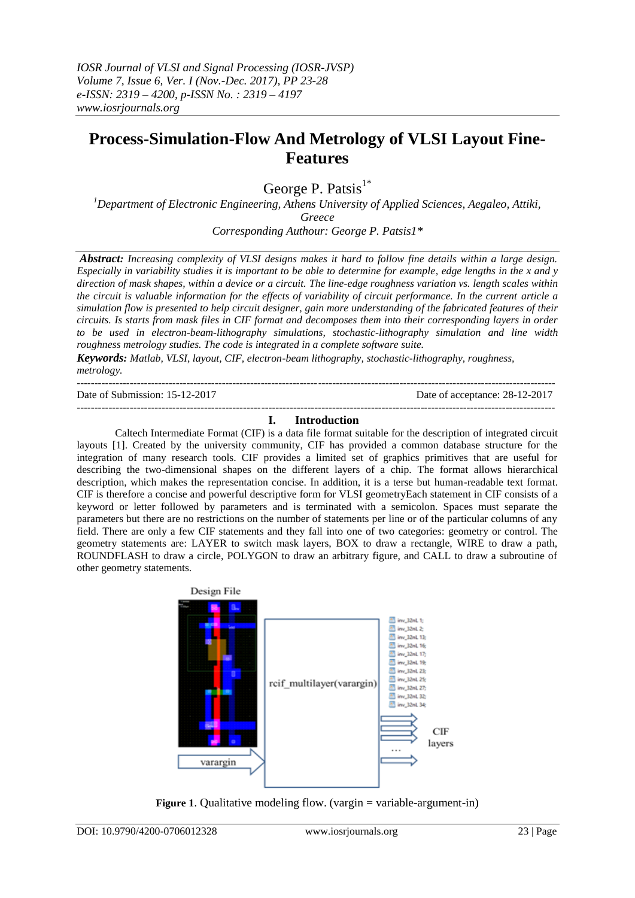*IOSR Journal of VLSI and Signal Processing (IOSR-JVSP)*
*Volume 7, Issue 6, Ver. I (Nov.-Dec. 2017), PP 23-28*
*e-ISSN: 2319 – 4200, p-ISSN No. : 2319 – 4197*
*www.iosrjournals.org*

# Process-Simulation-Flow And Metrology of VLSI Layout Fine-Features

George P. Patsis[1*]

[1]*Department of Electronic Engineering, Athens University of Applied Sciences, Aegaleo, Attiki, Greece*
*Corresponding Authour: George P. Patsis1\**

***Abstract:*** *Increasing complexity of VLSI designs makes it hard to follow fine details within a large design. Especially in variability studies it is important to be able to determine for example, edge lengths in the x and y direction of mask shapes, within a device or a circuit. The line-edge roughness variation vs. length scales within the circuit is valuable information for the effects of variability of circuit performance. In the current article a simulation flow is presented to help circuit designer, gain more understanding of the fabricated features of their circuits. Is starts from mask files in CIF format and decomposes them into their corresponding layers in order to be used in electron-beam-lithography simulations, stochastic-lithography simulation and line width roughness metrology studies. The code is integrated in a complete software suite.*

***Keywords:*** *Matlab, VLSI, layout, CIF, electron-beam lithography, stochastic-lithography, roughness, metrology.*

---

Date of Submission: 15-12-2017 Date of acceptance: 28-12-2017

---

## I. Introduction

Caltech Intermediate Format (CIF) is a data file format suitable for the description of integrated circuit layouts [1]. Created by the university community, CIF has provided a common database structure for the integration of many research tools. CIF provides a limited set of graphics primitives that are useful for describing the two-dimensional shapes on the different layers of a chip. The format allows hierarchical description, which makes the representation concise. In addition, it is a terse but human-readable text format. CIF is therefore a concise and powerful descriptive form for VLSI geometryEach statement in CIF consists of a keyword or letter followed by parameters and is terminated with a semicolon. Spaces must separate the parameters but there are no restrictions on the number of statements per line or of the particular columns of any field. There are only a few CIF statements and they fall into one of two categories: geometry or control. The geometry statements are: LAYER to switch mask layers, BOX to draw a rectangle, WIRE to draw a path, ROUNDFLASH to draw a circle, POLYGON to draw an arbitrary figure, and CALL to draw a subroutine of other geometry statements.

**Figure 1**. Qualitative modeling flow. (vargin = variable-argument-in)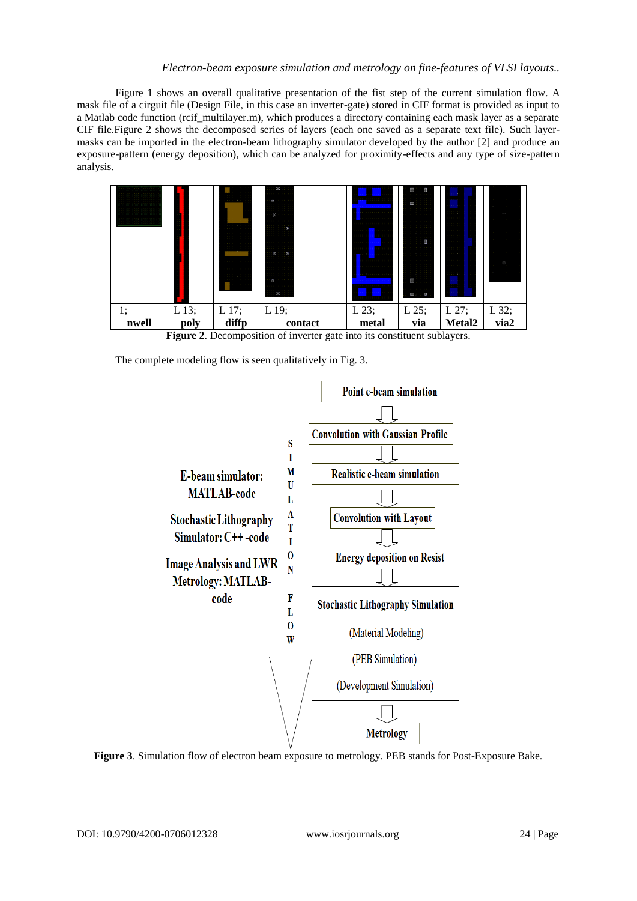Figure 1 shows an overall qualitative presentation of the fist step of the current simulation flow. A mask file of a cirguit file (Design File, in this case an inverter-gate) stored in CIF format is provided as input to a Matlab code function (rcif_multilayer.m), which produces a directory containing each mask layer as a separate CIF file.Figure 2 shows the decomposed series of layers (each one saved as a separate text file). Such layer-masks can be imported in the electron-beam lithography simulator developed by the author [2] and produce an exposure-pattern (energy deposition), which can be analyzed for proximity-effects and any type of size-pattern analysis.

| 1; | L 13; | L 17; | L 19; | L 23; | L 25; | L 27; | L 32; |
|---|---|---|---|---|---|---|---|
| **nwell** | **poly** | **diffp** | **contact** | **metal** | **via** | **Metal2** | **via2** |

**Figure 2**. Decomposition of inverter gate into its constituent sublayers.

The complete modeling flow is seen qualitatively in Fig. 3.

**Figure 3**. Simulation flow of electron beam exposure to metrology. PEB stands for Post-Exposure Bake.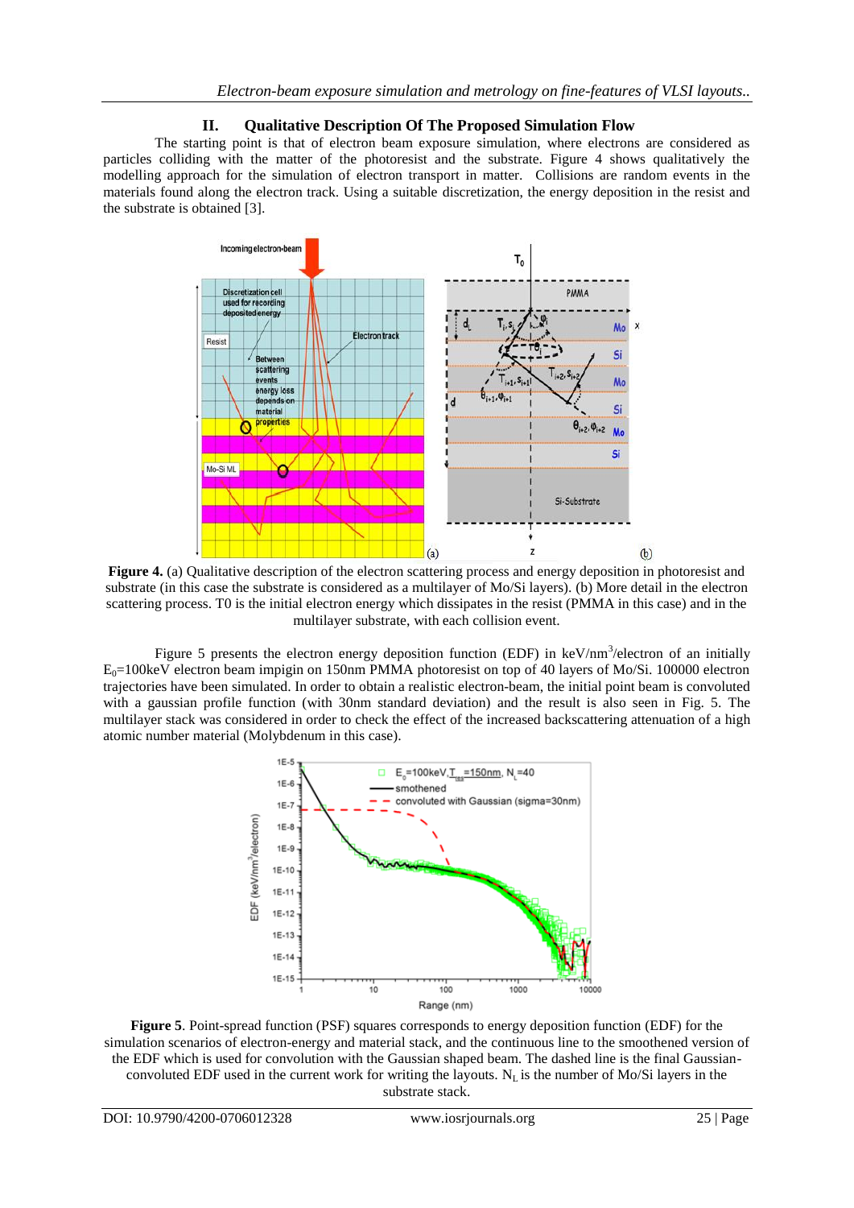## II. Qualitative Description Of The Proposed Simulation Flow

The starting point is that of electron beam exposure simulation, where electrons are considered as particles colliding with the matter of the photoresist and the substrate. Figure 4 shows qualitatively the modelling approach for the simulation of electron transport in matter. Collisions are random events in the materials found along the electron track. Using a suitable discretization, the energy deposition in the resist and the substrate is obtained [3].

**Figure 4.** (a) Qualitative description of the electron scattering process and energy deposition in photoresist and substrate (in this case the substrate is considered as a multilayer of Mo/Si layers). (b) More detail in the electron scattering process. T0 is the initial electron energy which dissipates in the resist (PMMA in this case) and in the multilayer substrate, with each collision event.

Figure 5 presents the electron energy deposition function (EDF) in keV/nm$^3$/electron of an initially $E_0$=100keV electron beam impigin on 150nm PMMA photoresist on top of 40 layers of Mo/Si. 100000 electron trajectories have been simulated. In order to obtain a realistic electron-beam, the initial point beam is convoluted with a gaussian profile function (with 30nm standard deviation) and the result is also seen in Fig. 5. The multilayer stack was considered in order to check the effect of the increased backscattering attenuation of a high atomic number material (Molybdenum in this case).

**Figure 5**. Point-spread function (PSF) squares corresponds to energy deposition function (EDF) for the simulation scenarios of electron-energy and material stack, and the continuous line to the smoothened version of the EDF which is used for convolution with the Gaussian shaped beam. The dashed line is the final Gaussian-convoluted EDF used in the current work for writing the layouts. $N_L$ is the number of Mo/Si layers in the substrate stack.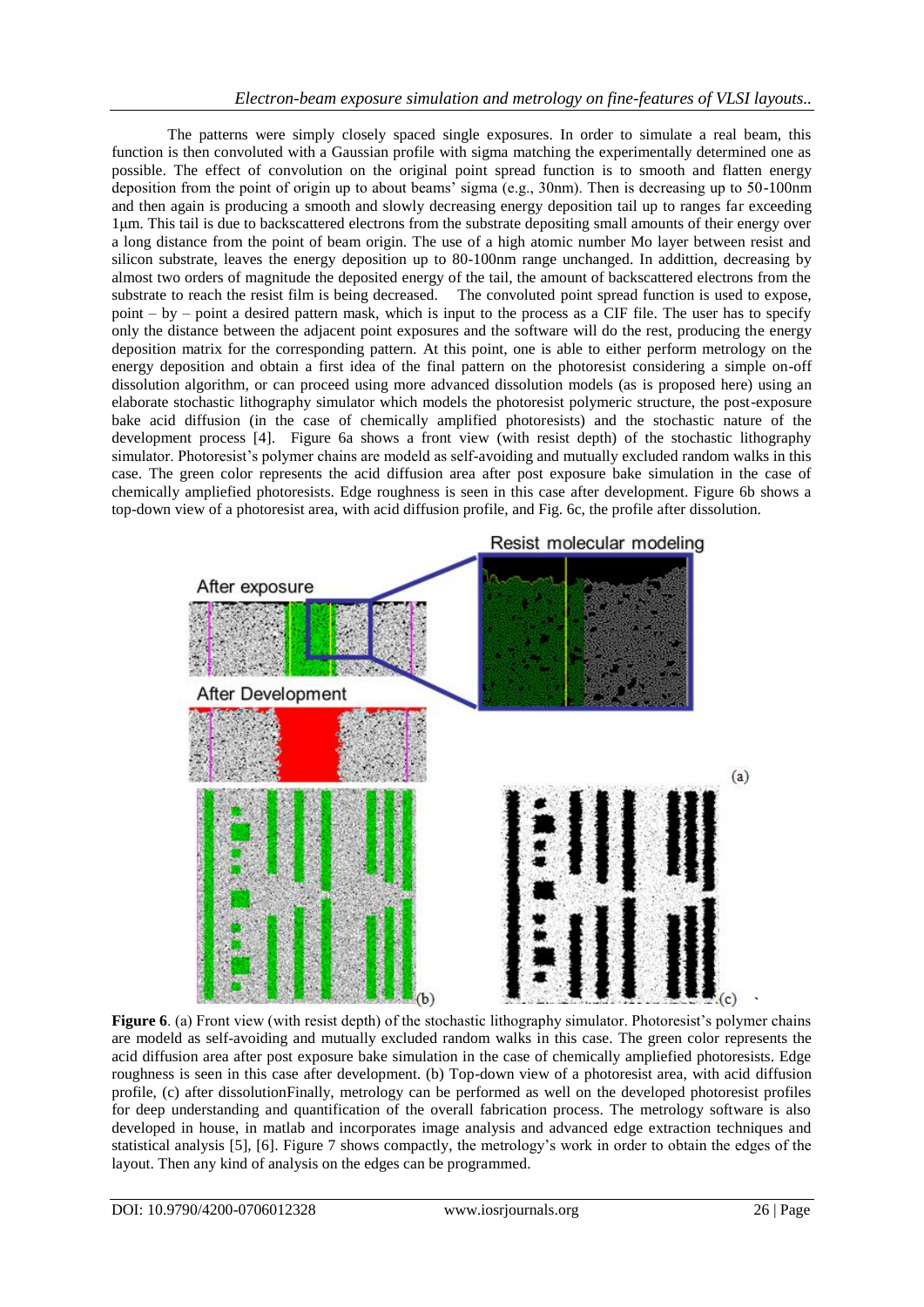The patterns were simply closely spaced single exposures. In order to simulate a real beam, this function is then convoluted with a Gaussian profile with sigma matching the experimentally determined one as possible. The effect of convolution on the original point spread function is to smooth and flatten energy deposition from the point of origin up to about beams' sigma (e.g., 30nm). Then is decreasing up to 50-100nm and then again is producing a smooth and slowly decreasing energy deposition tail up to ranges far exceeding 1μm. This tail is due to backscattered electrons from the substrate depositing small amounts of their energy over a long distance from the point of beam origin. The use of a high atomic number Mo layer between resist and silicon substrate, leaves the energy deposition up to 80-100nm range unchanged. In addittion, decreasing by almost two orders of magnitude the deposited energy of the tail, the amount of backscattered electrons from the substrate to reach the resist film is being decreased. The convoluted point spread function is used to expose, point – by – point a desired pattern mask, which is input to the process as a CIF file. The user has to specify only the distance between the adjacent point exposures and the software will do the rest, producing the energy deposition matrix for the corresponding pattern. At this point, one is able to either perform metrology on the energy deposition and obtain a first idea of the final pattern on the photoresist considering a simple on-off dissolution algorithm, or can proceed using more advanced dissolution models (as is proposed here) using an elaborate stochastic lithography simulator which models the photoresist polymeric structure, the post-exposure bake acid diffusion (in the case of chemically amplified photoresists) and the stochastic nature of the development process [4]. Figure 6a shows a front view (with resist depth) of the stochastic lithography simulator. Photoresist's polymer chains are modeld as self-avoiding and mutually excluded random walks in this case. The green color represents the acid diffusion area after post exposure bake simulation in the case of chemically ampliefied photoresists. Edge roughness is seen in this case after development. Figure 6b shows a top-down view of a photoresist area, with acid diffusion profile, and Fig. 6c, the profile after dissolution.

**Figure 6**. (a) Front view (with resist depth) of the stochastic lithography simulator. Photoresist's polymer chains are modeld as self-avoiding and mutually excluded random walks in this case. The green color represents the acid diffusion area after post exposure bake simulation in the case of chemically ampliefied photoresists. Edge roughness is seen in this case after development. (b) Top-down view of a photoresist area, with acid diffusion profile, (c) after dissolutionFinally, metrology can be performed as well on the developed photoresist profiles for deep understanding and quantification of the overall fabrication process. The metrology software is also developed in house, in matlab and incorporates image analysis and advanced edge extraction techniques and statistical analysis [5], [6]. Figure 7 shows compactly, the metrology's work in order to obtain the edges of the layout. Then any kind of analysis on the edges can be programmed.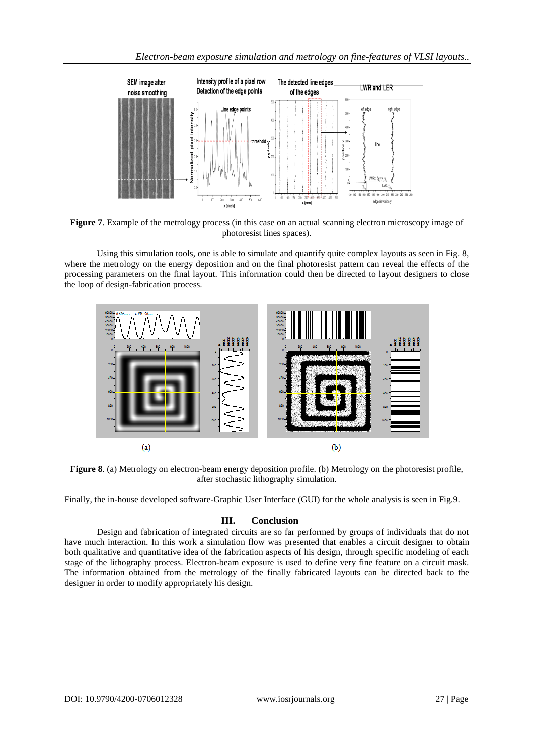**Figure 7**. Example of the metrology process (in this case on an actual scanning electron microscopy image of photoresist lines spaces).

Using this simulation tools, one is able to simulate and quantify quite complex layouts as seen in Fig. 8, where the metrology on the energy deposition and on the final photoresist pattern can reveal the effects of the processing parameters on the final layout. This information could then be directed to layout designers to close the loop of design-fabrication process.

**Figure 8**. (a) Metrology on electron-beam energy deposition profile. (b) Metrology on the photoresist profile, after stochastic lithography simulation.

Finally, the in-house developed software-Graphic User Interface (GUI) for the whole analysis is seen in Fig.9.

## III. Conclusion

Design and fabrication of integrated circuits are so far performed by groups of individuals that do not have much interaction. In this work a simulation flow was presented that enables a circuit designer to obtain both qualitative and quantitative idea of the fabrication aspects of his design, through specific modeling of each stage of the lithography process. Electron-beam exposure is used to define very fine feature on a circuit mask. The information obtained from the metrology of the finally fabricated layouts can be directed back to the designer in order to modify appropriately his design.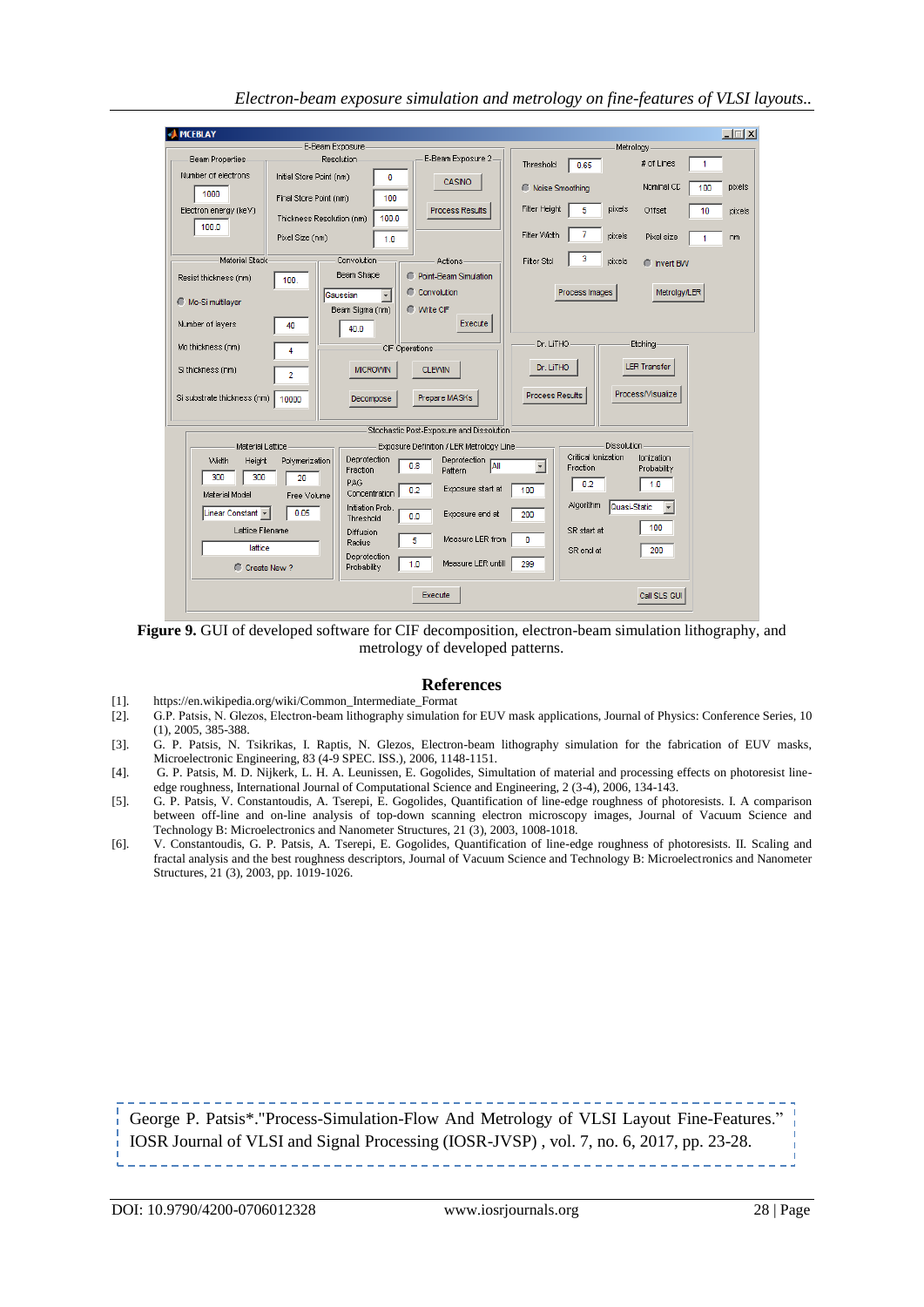**Figure 9.** GUI of developed software for CIF decomposition, electron-beam simulation lithography, and metrology of developed patterns.

## References

[1]. https://en.wikipedia.org/wiki/Common_Intermediate_Format

[2]. G.P. Patsis, N. Glezos, Electron-beam lithography simulation for EUV mask applications, Journal of Physics: Conference Series, 10 (1), 2005, 385-388.

[3]. G. P. Patsis, N. Tsikrikas, I. Raptis, N. Glezos, Electron-beam lithography simulation for the fabrication of EUV masks, Microelectronic Engineering, 83 (4-9 SPEC. ISS.), 2006, 1148-1151.

[4]. G. P. Patsis, M. D. Nijkerk, L. H. A. Leunissen, E. Gogolides, Simultation of material and processing effects on photoresist line-edge roughness, International Journal of Computational Science and Engineering, 2 (3-4), 2006, 134-143.

[5]. G. P. Patsis, V. Constantoudis, A. Tserepi, E. Gogolides, Quantification of line-edge roughness of photoresists. I. A comparison between off-line and on-line analysis of top-down scanning electron microscopy images, Journal of Vacuum Science and Technology B: Microelectronics and Nanometer Structures, 21 (3), 2003, 1008-1018.

[6]. V. Constantoudis, G. P. Patsis, A. Tserepi, E. Gogolides, Quantification of line-edge roughness of photoresists. II. Scaling and fractal analysis and the best roughness descriptors, Journal of Vacuum Science and Technology B: Microelectronics and Nanometer Structures, 21 (3), 2003, pp. 1019-1026.

George P. Patsis*."Process-Simulation-Flow And Metrology of VLSI Layout Fine-Features." IOSR Journal of VLSI and Signal Processing (IOSR-JVSP) , vol. 7, no. 6, 2017, pp. 23-28.